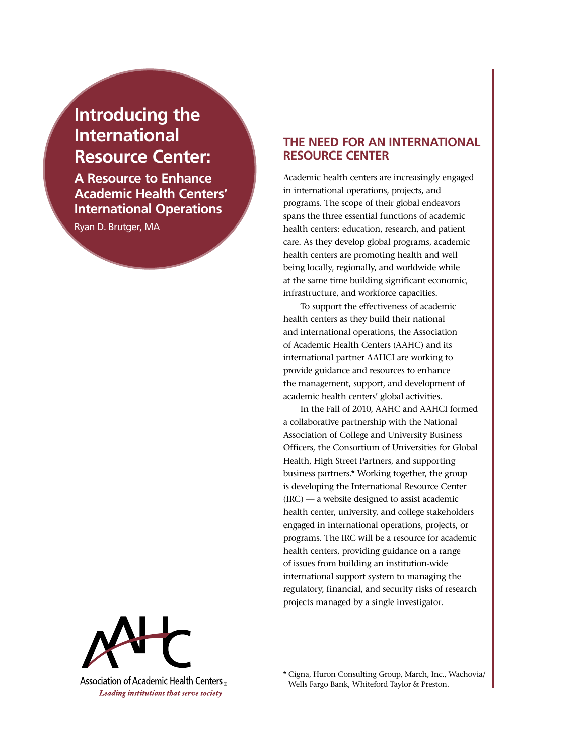# Introducing the International Resource Center:

## A Resource to Enhance Academic Health Centers' International Operations

Ryan D. Brutger, MA

## THE NEED FOR AN INTERNATIONAL RESOURCE CENTER

Academic health centers are increasingly engaged in international operations, projects, and programs. The scope of their global endeavors spans the three essential functions of academic health centers: education, research, and patient care. As they develop global programs, academic health centers are promoting health and well being locally, regionally, and worldwide while at the same time building significant economic, infrastructure, and workforce capacities.

To support the effectiveness of academic health centers as they build their national and international operations, the Association of Academic Health Centers (AAHC) and its international partner AAHCI are working to provide guidance and resources to enhance the management, support, and development of academic health centers' global activities.

In the Fall of 2010, AAHC and AAHCI formed a collaborative partnership with the National Association of College and University Business Officers, the Consortium of Universities for Global Health, High Street Partners, and supporting business partners.* Working together, the group is developing the International Resource Center (IRC) — a website designed to assist academic health center, university, and college stakeholders engaged in international operations, projects, or programs. The IRC will be a resource for academic health centers, providing guidance on a range of issues from building an institution-wide international support system to managing the regulatory, financial, and security risks of research projects managed by a single investigator.

\* Cigna, Huron Consulting Group, March, Inc., Wachovia/Wells Fargo Bank, Whiteford Taylor & Preston.

AAHC

Association of Academic Health Centers®

*Leading institutions that serve society*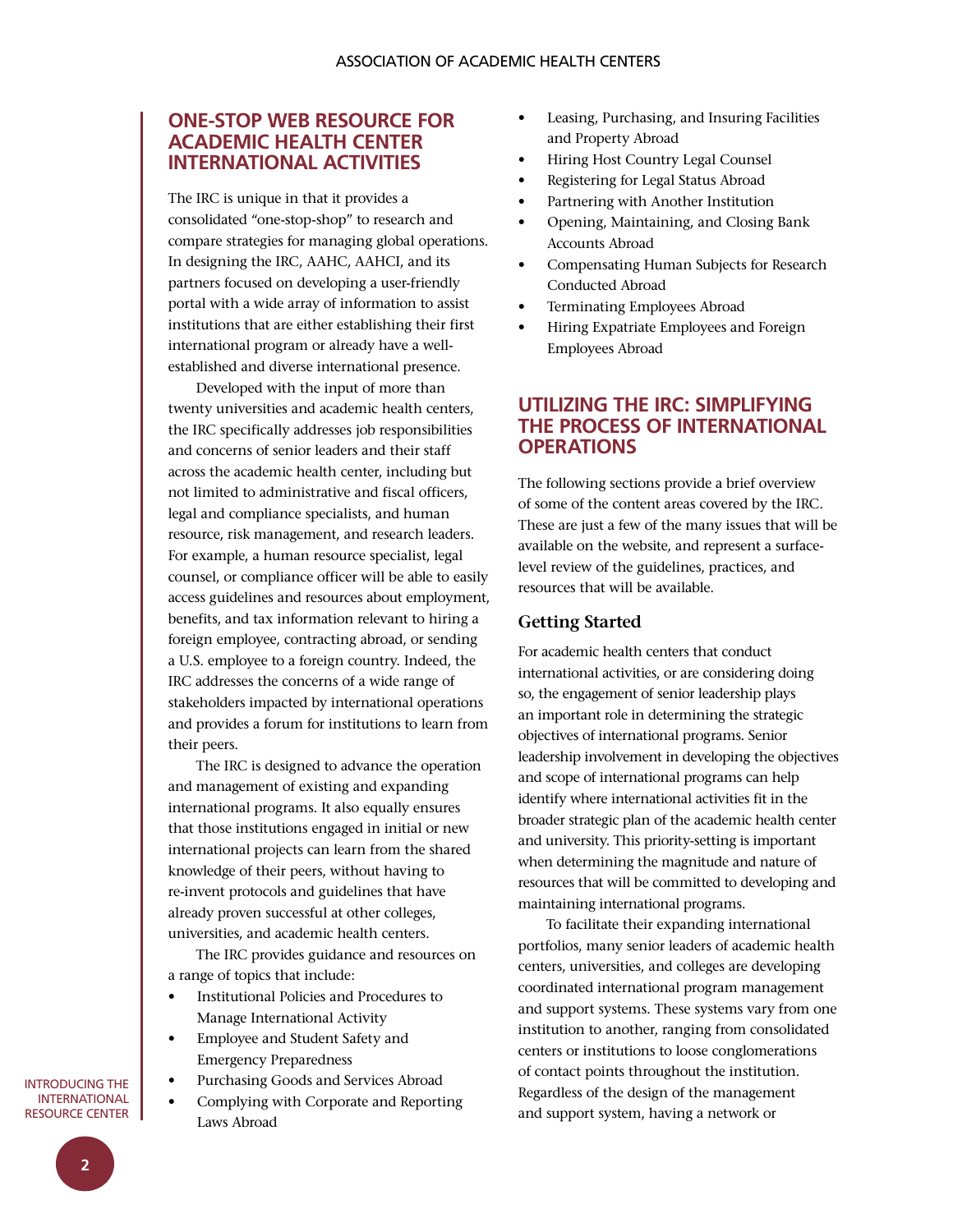## ONE-STOP WEB RESOURCE FOR ACADEMIC HEALTH CENTER INTERNATIONAL ACTIVITIES

The IRC is unique in that it provides a consolidated "one-stop-shop" to research and compare strategies for managing global operations. In designing the IRC, AAHC, AAHCI, and its partners focused on developing a user-friendly portal with a wide array of information to assist institutions that are either establishing their first international program or already have a well-established and diverse international presence.

Developed with the input of more than twenty universities and academic health centers, the IRC specifically addresses job responsibilities and concerns of senior leaders and their staff across the academic health center, including but not limited to administrative and fiscal officers, legal and compliance specialists, and human resource, risk management, and research leaders. For example, a human resource specialist, legal counsel, or compliance officer will be able to easily access guidelines and resources about employment, benefits, and tax information relevant to hiring a foreign employee, contracting abroad, or sending a U.S. employee to a foreign country. Indeed, the IRC addresses the concerns of a wide range of stakeholders impacted by international operations and provides a forum for institutions to learn from their peers.

The IRC is designed to advance the operation and management of existing and expanding international programs. It also equally ensures that those institutions engaged in initial or new international projects can learn from the shared knowledge of their peers, without having to re-invent protocols and guidelines that have already proven successful at other colleges, universities, and academic health centers.

The IRC provides guidance and resources on a range of topics that include:

- Institutional Policies and Procedures to Manage International Activity
- Employee and Student Safety and Emergency Preparedness
- Purchasing Goods and Services Abroad
- Complying with Corporate and Reporting Laws Abroad
- Leasing, Purchasing, and Insuring Facilities and Property Abroad
- Hiring Host Country Legal Counsel
- Registering for Legal Status Abroad
- Partnering with Another Institution
- Opening, Maintaining, and Closing Bank Accounts Abroad
- Compensating Human Subjects for Research Conducted Abroad
- Terminating Employees Abroad
- Hiring Expatriate Employees and Foreign Employees Abroad

## UTILIZING THE IRC: SIMPLIFYING THE PROCESS OF INTERNATIONAL OPERATIONS

The following sections provide a brief overview of some of the content areas covered by the IRC. These are just a few of the many issues that will be available on the website, and represent a surface-level review of the guidelines, practices, and resources that will be available.

### Getting Started

For academic health centers that conduct international activities, or are considering doing so, the engagement of senior leadership plays an important role in determining the strategic objectives of international programs. Senior leadership involvement in developing the objectives and scope of international programs can help identify where international activities fit in the broader strategic plan of the academic health center and university. This priority-setting is important when determining the magnitude and nature of resources that will be committed to developing and maintaining international programs.

To facilitate their expanding international portfolios, many senior leaders of academic health centers, universities, and colleges are developing coordinated international program management and support systems. These systems vary from one institution to another, ranging from consolidated centers or institutions to loose conglomerations of contact points throughout the institution. Regardless of the design of the management and support system, having a network or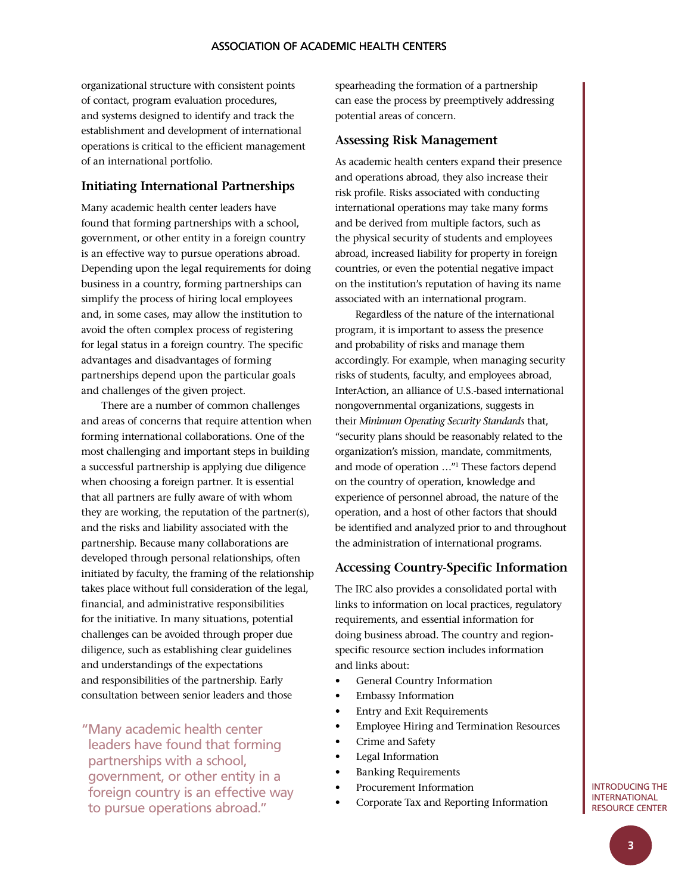organizational structure with consistent points of contact, program evaluation procedures, and systems designed to identify and track the establishment and development of international operations is critical to the efficient management of an international portfolio.

### Initiating International Partnerships

Many academic health center leaders have found that forming partnerships with a school, government, or other entity in a foreign country is an effective way to pursue operations abroad. Depending upon the legal requirements for doing business in a country, forming partnerships can simplify the process of hiring local employees and, in some cases, may allow the institution to avoid the often complex process of registering for legal status in a foreign country. The specific advantages and disadvantages of forming partnerships depend upon the particular goals and challenges of the given project.

There are a number of common challenges and areas of concerns that require attention when forming international collaborations. One of the most challenging and important steps in building a successful partnership is applying due diligence when choosing a foreign partner. It is essential that all partners are fully aware of with whom they are working, the reputation of the partner(s), and the risks and liability associated with the partnership. Because many collaborations are developed through personal relationships, often initiated by faculty, the framing of the relationship takes place without full consideration of the legal, financial, and administrative responsibilities for the initiative. In many situations, potential challenges can be avoided through proper due diligence, such as establishing clear guidelines and understandings of the expectations and responsibilities of the partnership. Early consultation between senior leaders and those spearheading the formation of a partnership can ease the process by preemptively addressing potential areas of concern.

> "Many academic health center leaders have found that forming partnerships with a school, government, or other entity in a foreign country is an effective way to pursue operations abroad."

### Assessing Risk Management

As academic health centers expand their presence and operations abroad, they also increase their risk profile. Risks associated with conducting international operations may take many forms and be derived from multiple factors, such as the physical security of students and employees abroad, increased liability for property in foreign countries, or even the potential negative impact on the institution's reputation of having its name associated with an international program.

Regardless of the nature of the international program, it is important to assess the presence and probability of risks and manage them accordingly. For example, when managing security risks of students, faculty, and employees abroad, InterAction, an alliance of U.S.-based international nongovernmental organizations, suggests in their *Minimum Operating Security Standards* that, "security plans should be reasonably related to the organization's mission, mandate, commitments, and mode of operation …"[1] These factors depend on the country of operation, knowledge and experience of personnel abroad, the nature of the operation, and a host of other factors that should be identified and analyzed prior to and throughout the administration of international programs.

### Accessing Country-Specific Information

The IRC also provides a consolidated portal with links to information on local practices, regulatory requirements, and essential information for doing business abroad. The country and region-specific resource section includes information and links about:

- General Country Information
- Embassy Information
- Entry and Exit Requirements
- Employee Hiring and Termination Resources
- Crime and Safety
- Legal Information
- Banking Requirements
- Procurement Information
- Corporate Tax and Reporting Information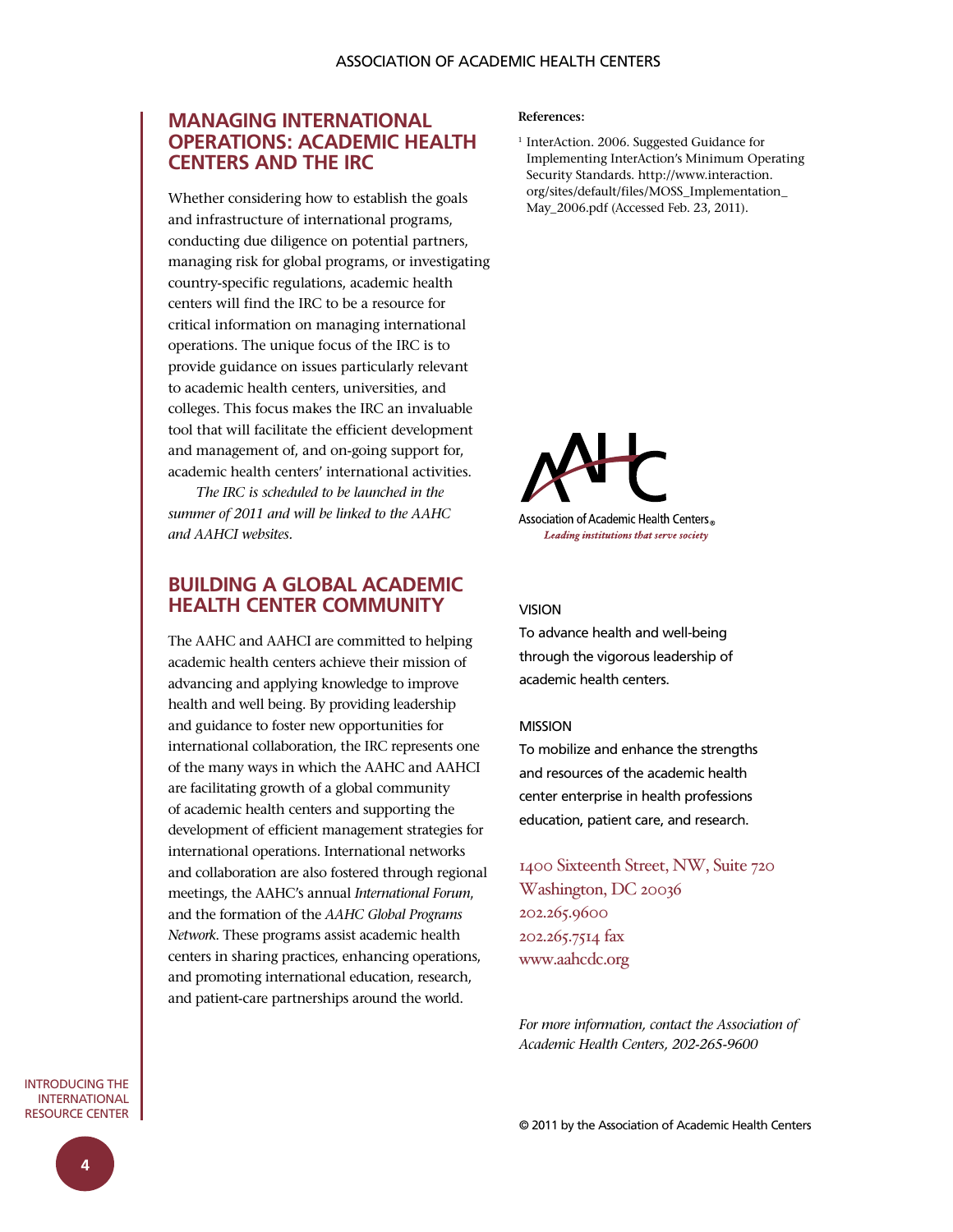## MANAGING INTERNATIONAL OPERATIONS: ACADEMIC HEALTH CENTERS AND THE IRC

Whether considering how to establish the goals and infrastructure of international programs, conducting due diligence on potential partners, managing risk for global programs, or investigating country-specific regulations, academic health centers will find the IRC to be a resource for critical information on managing international operations. The unique focus of the IRC is to provide guidance on issues particularly relevant to academic health centers, universities, and colleges. This focus makes the IRC an invaluable tool that will facilitate the efficient development and management of, and on-going support for, academic health centers' international activities.

*The IRC is scheduled to be launched in the summer of 2011 and will be linked to the AAHC and AAHCI websites.*

## BUILDING A GLOBAL ACADEMIC HEALTH CENTER COMMUNITY

The AAHC and AAHCI are committed to helping academic health centers achieve their mission of advancing and applying knowledge to improve health and well being. By providing leadership and guidance to foster new opportunities for international collaboration, the IRC represents one of the many ways in which the AAHC and AAHCI are facilitating growth of a global community of academic health centers and supporting the development of efficient management strategies for international operations. International networks and collaboration are also fostered through regional meetings, the AAHC's annual *International Forum*, and the formation of the *AAHC Global Programs Network*. These programs assist academic health centers in sharing practices, enhancing operations, and promoting international education, research, and patient-care partnerships around the world.

**References:**

[1] InterAction. 2006. Suggested Guidance for Implementing InterAction's Minimum Operating Security Standards. http://www.interaction.org/sites/default/files/MOSS_Implementation_May_2006.pdf (Accessed Feb. 23, 2011).

AAHC

Association of Academic Health Centers®

*Leading institutions that serve society*

VISION

To advance health and well-being through the vigorous leadership of academic health centers.

MISSION

To mobilize and enhance the strengths and resources of the academic health center enterprise in health professions education, patient care, and research.

1400 Sixteenth Street, NW, Suite 720
Washington, DC 20036
202.265.9600
202.265.7514 fax
www.aahcdc.org

*For more information, contact the Association of Academic Health Centers, 202-265-9600*

© 2011 by the Association of Academic Health Centers